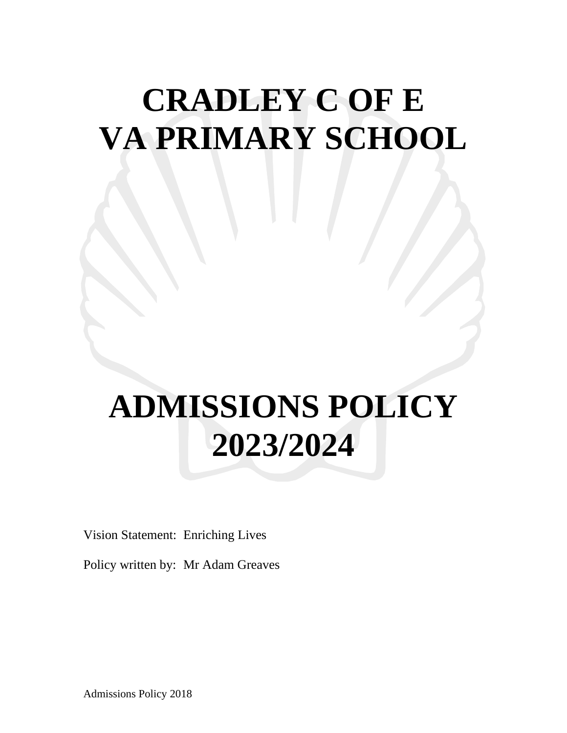# CRADLEY C OF E VA PRIMARY SCHOOL

# ADMISSIONS POLICY 2023/2024

Vision Statement: Enriching Lives

Policy written by: Mr Adam Greaves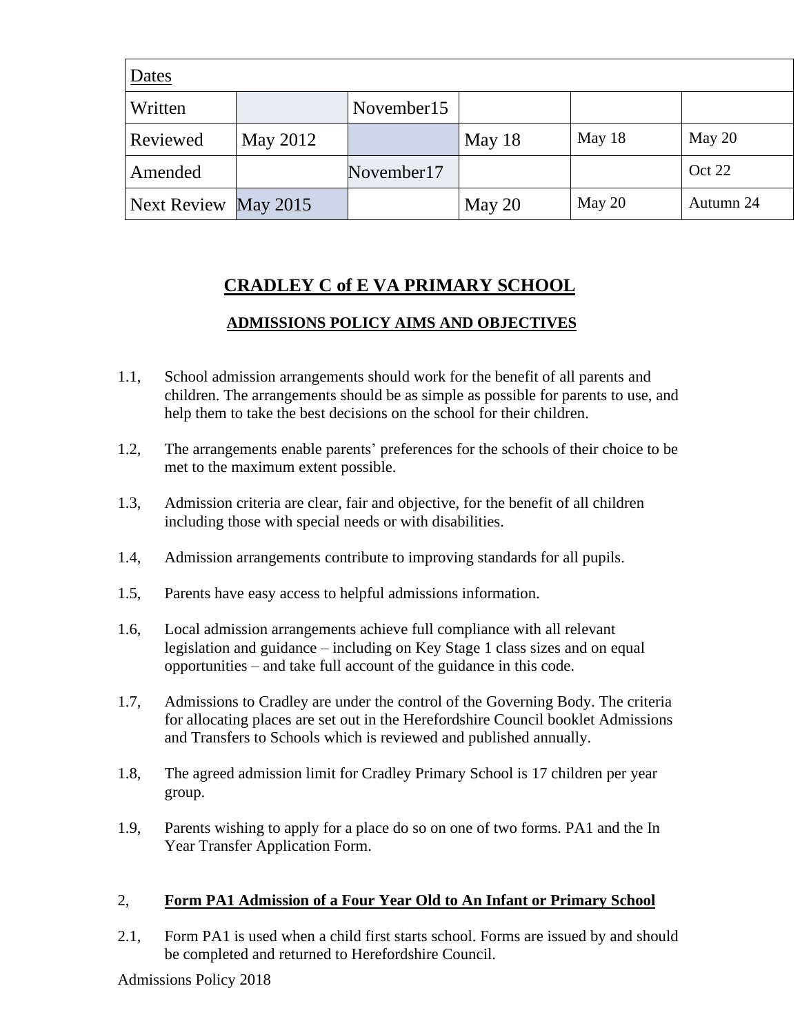| Dates | | | | | |
|---|---|---|---|---|---|
| Written | | November15 | | | |
| Reviewed | May 2012 | | May 18 | May 18 | May 20 |
| Amended | | November17 | | | Oct 22 |
| Next Review | May 2015 | | May 20 | May 20 | Autumn 24 |

# CRADLEY C of E VA PRIMARY SCHOOL

## ADMISSIONS POLICY AIMS AND OBJECTIVES

1.1, School admission arrangements should work for the benefit of all parents and children. The arrangements should be as simple as possible for parents to use, and help them to take the best decisions on the school for their children.

1.2, The arrangements enable parents' preferences for the schools of their choice to be met to the maximum extent possible.

1.3, Admission criteria are clear, fair and objective, for the benefit of all children including those with special needs or with disabilities.

1.4, Admission arrangements contribute to improving standards for all pupils.

1.5, Parents have easy access to helpful admissions information.

1.6, Local admission arrangements achieve full compliance with all relevant legislation and guidance – including on Key Stage 1 class sizes and on equal opportunities – and take full account of the guidance in this code.

1.7, Admissions to Cradley are under the control of the Governing Body. The criteria for allocating places are set out in the Herefordshire Council booklet Admissions and Transfers to Schools which is reviewed and published annually.

1.8, The agreed admission limit for Cradley Primary School is 17 children per year group.

1.9, Parents wishing to apply for a place do so on one of two forms. PA1 and the In Year Transfer Application Form.

2, **Form PA1 Admission of a Four Year Old to An Infant or Primary School**

2.1, Form PA1 is used when a child first starts school. Forms are issued by and should be completed and returned to Herefordshire Council.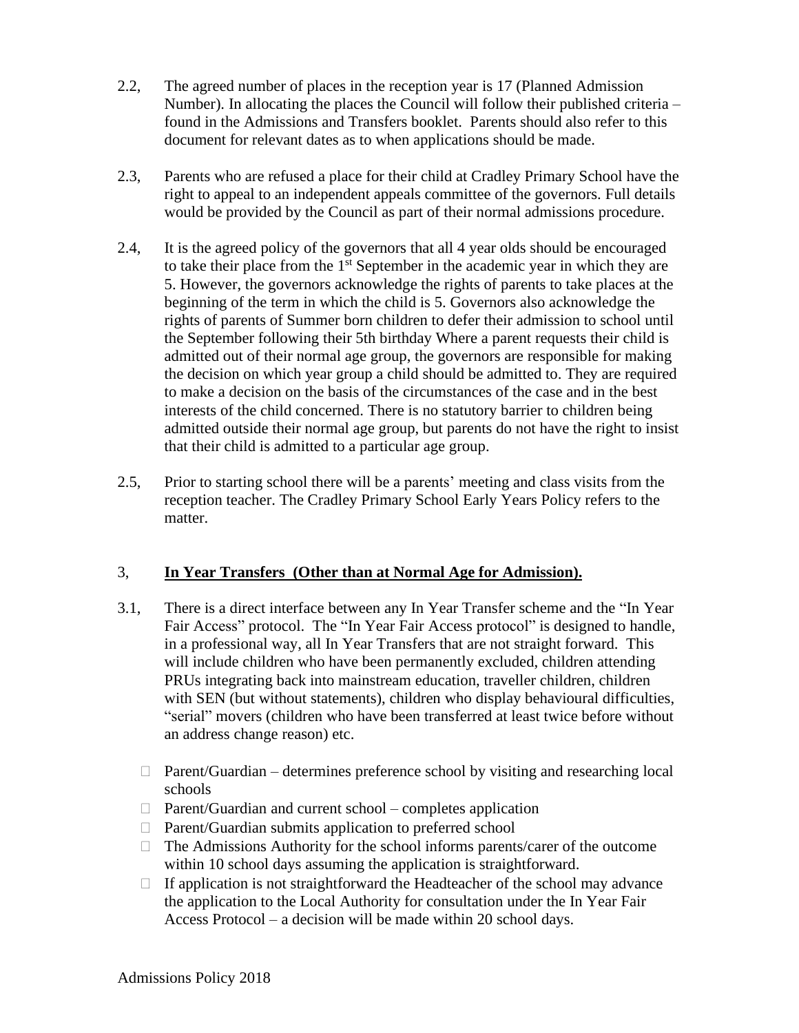2.2, The agreed number of places in the reception year is 17 (Planned Admission Number). In allocating the places the Council will follow their published criteria – found in the Admissions and Transfers booklet. Parents should also refer to this document for relevant dates as to when applications should be made.

2.3, Parents who are refused a place for their child at Cradley Primary School have the right to appeal to an independent appeals committee of the governors. Full details would be provided by the Council as part of their normal admissions procedure.

2.4, It is the agreed policy of the governors that all 4 year olds should be encouraged to take their place from the 1st September in the academic year in which they are 5. However, the governors acknowledge the rights of parents to take places at the beginning of the term in which the child is 5. Governors also acknowledge the rights of parents of Summer born children to defer their admission to school until the September following their 5th birthday Where a parent requests their child is admitted out of their normal age group, the governors are responsible for making the decision on which year group a child should be admitted to. They are required to make a decision on the basis of the circumstances of the case and in the best interests of the child concerned. There is no statutory barrier to children being admitted outside their normal age group, but parents do not have the right to insist that their child is admitted to a particular age group.

2.5, Prior to starting school there will be a parents' meeting and class visits from the reception teacher. The Cradley Primary School Early Years Policy refers to the matter.

## 3, **In Year Transfers (Other than at Normal Age for Admission).**

3.1, There is a direct interface between any In Year Transfer scheme and the "In Year Fair Access" protocol. The "In Year Fair Access protocol" is designed to handle, in a professional way, all In Year Transfers that are not straight forward. This will include children who have been permanently excluded, children attending PRUs integrating back into mainstream education, traveller children, children with SEN (but without statements), children who display behavioural difficulties, "serial" movers (children who have been transferred at least twice before without an address change reason) etc.

- Parent/Guardian – determines preference school by visiting and researching local schools
- Parent/Guardian and current school – completes application
- Parent/Guardian submits application to preferred school
- The Admissions Authority for the school informs parents/carer of the outcome within 10 school days assuming the application is straightforward.
- If application is not straightforward the Headteacher of the school may advance the application to the Local Authority for consultation under the In Year Fair Access Protocol – a decision will be made within 20 school days.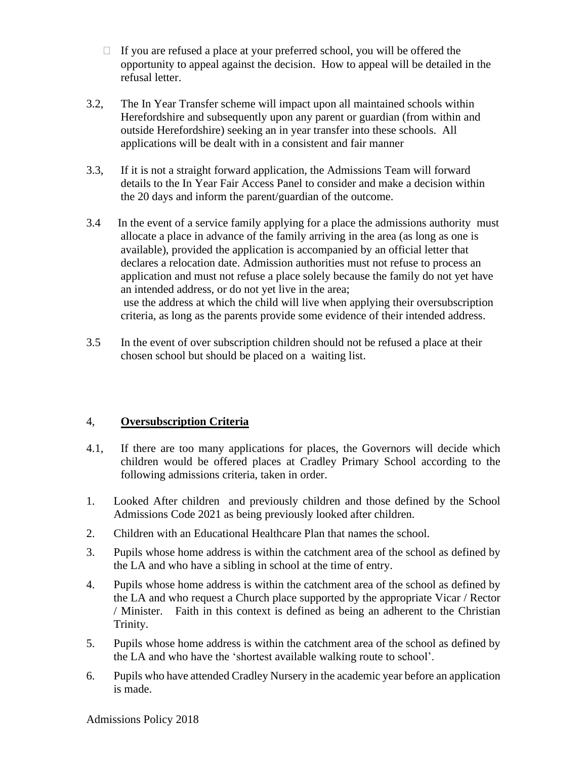- If you are refused a place at your preferred school, you will be offered the opportunity to appeal against the decision. How to appeal will be detailed in the refusal letter.

3.2, The In Year Transfer scheme will impact upon all maintained schools within Herefordshire and subsequently upon any parent or guardian (from within and outside Herefordshire) seeking an in year transfer into these schools. All applications will be dealt with in a consistent and fair manner

3.3, If it is not a straight forward application, the Admissions Team will forward details to the In Year Fair Access Panel to consider and make a decision within the 20 days and inform the parent/guardian of the outcome.

3.4 In the event of a service family applying for a place the admissions authority must allocate a place in advance of the family arriving in the area (as long as one is available), provided the application is accompanied by an official letter that declares a relocation date. Admission authorities must not refuse to process an application and must not refuse a place solely because the family do not yet have an intended address, or do not yet live in the area;
use the address at which the child will live when applying their oversubscription criteria, as long as the parents provide some evidence of their intended address.

3.5 In the event of over subscription children should not be refused a place at their chosen school but should be placed on a waiting list.

## 4, Oversubscription Criteria

4.1, If there are too many applications for places, the Governors will decide which children would be offered places at Cradley Primary School according to the following admissions criteria, taken in order.

1. Looked After children and previously children and those defined by the School Admissions Code 2021 as being previously looked after children.
2. Children with an Educational Healthcare Plan that names the school.
3. Pupils whose home address is within the catchment area of the school as defined by the LA and who have a sibling in school at the time of entry.
4. Pupils whose home address is within the catchment area of the school as defined by the LA and who request a Church place supported by the appropriate Vicar / Rector / Minister. Faith in this context is defined as being an adherent to the Christian Trinity.
5. Pupils whose home address is within the catchment area of the school as defined by the LA and who have the 'shortest available walking route to school'.
6. Pupils who have attended Cradley Nursery in the academic year before an application is made.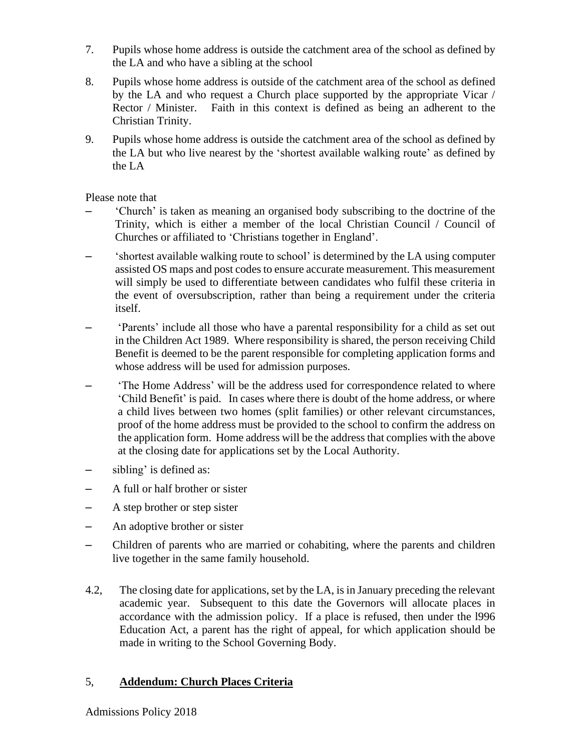7. Pupils whose home address is outside the catchment area of the school as defined by the LA and who have a sibling at the school

8. Pupils whose home address is outside of the catchment area of the school as defined by the LA and who request a Church place supported by the appropriate Vicar / Rector / Minister. Faith in this context is defined as being an adherent to the Christian Trinity.

9. Pupils whose home address is outside the catchment area of the school as defined by the LA but who live nearest by the 'shortest available walking route' as defined by the LA

Please note that

– 'Church' is taken as meaning an organised body subscribing to the doctrine of the Trinity, which is either a member of the local Christian Council / Council of Churches or affiliated to 'Christians together in England'.

– 'shortest available walking route to school' is determined by the LA using computer assisted OS maps and post codes to ensure accurate measurement. This measurement will simply be used to differentiate between candidates who fulfil these criteria in the event of oversubscription, rather than being a requirement under the criteria itself.

– 'Parents' include all those who have a parental responsibility for a child as set out in the Children Act 1989. Where responsibility is shared, the person receiving Child Benefit is deemed to be the parent responsible for completing application forms and whose address will be used for admission purposes.

– 'The Home Address' will be the address used for correspondence related to where 'Child Benefit' is paid. In cases where there is doubt of the home address, or where a child lives between two homes (split families) or other relevant circumstances, proof of the home address must be provided to the school to confirm the address on the application form. Home address will be the address that complies with the above at the closing date for applications set by the Local Authority.

– sibling' is defined as:

– A full or half brother or sister

– A step brother or step sister

– An adoptive brother or sister

– Children of parents who are married or cohabiting, where the parents and children live together in the same family household.

4.2, The closing date for applications, set by the LA, is in January preceding the relevant academic year. Subsequent to this date the Governors will allocate places in accordance with the admission policy. If a place is refused, then under the l996 Education Act, a parent has the right of appeal, for which application should be made in writing to the School Governing Body.

5, **Addendum: Church Places Criteria**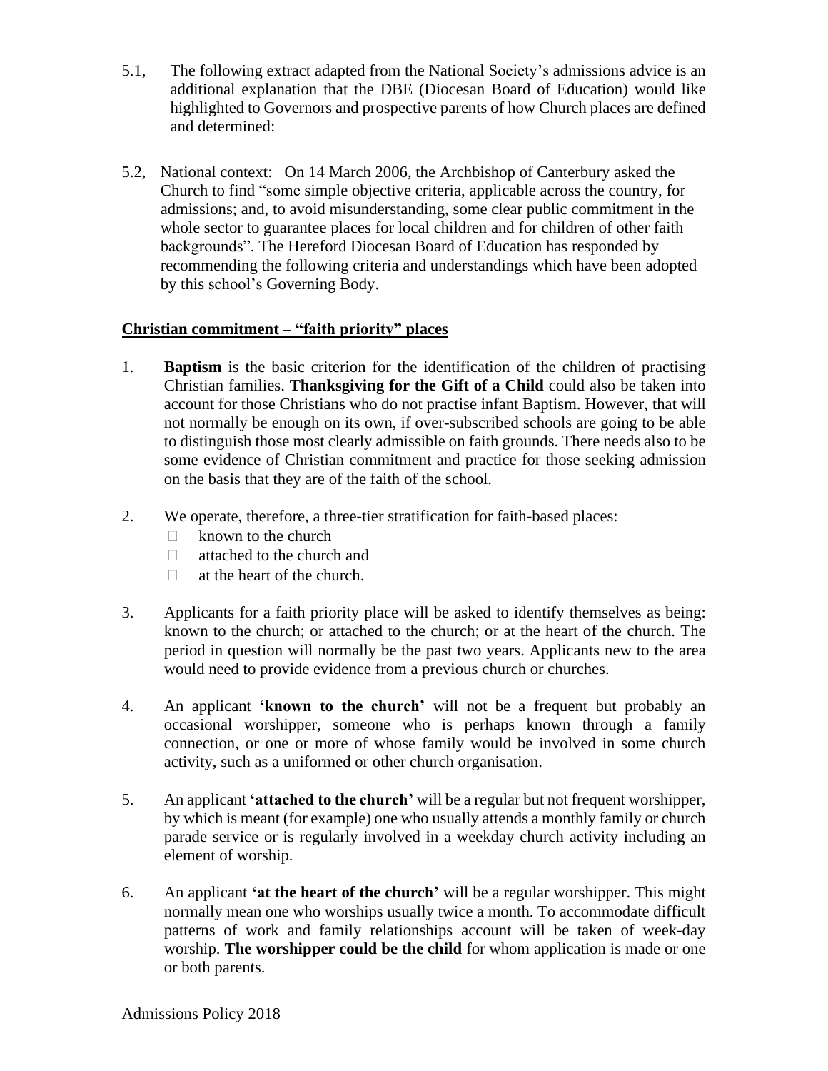5.1, The following extract adapted from the National Society's admissions advice is an additional explanation that the DBE (Diocesan Board of Education) would like highlighted to Governors and prospective parents of how Church places are defined and determined:

5.2, National context: On 14 March 2006, the Archbishop of Canterbury asked the Church to find "some simple objective criteria, applicable across the country, for admissions; and, to avoid misunderstanding, some clear public commitment in the whole sector to guarantee places for local children and for children of other faith backgrounds". The Hereford Diocesan Board of Education has responded by recommending the following criteria and understandings which have been adopted by this school's Governing Body.

**Christian commitment – "faith priority" places**

1. **Baptism** is the basic criterion for the identification of the children of practising Christian families. **Thanksgiving for the Gift of a Child** could also be taken into account for those Christians who do not practise infant Baptism. However, that will not normally be enough on its own, if over-subscribed schools are going to be able to distinguish those most clearly admissible on faith grounds. There needs also to be some evidence of Christian commitment and practice for those seeking admission on the basis that they are of the faith of the school.

2. We operate, therefore, a three-tier stratification for faith-based places:
   - known to the church
   - attached to the church and
   - at the heart of the church.

3. Applicants for a faith priority place will be asked to identify themselves as being: known to the church; or attached to the church; or at the heart of the church. The period in question will normally be the past two years. Applicants new to the area would need to provide evidence from a previous church or churches.

4. An applicant **'known to the church'** will not be a frequent but probably an occasional worshipper, someone who is perhaps known through a family connection, or one or more of whose family would be involved in some church activity, such as a uniformed or other church organisation.

5. An applicant **'attached to the church'** will be a regular but not frequent worshipper, by which is meant (for example) one who usually attends a monthly family or church parade service or is regularly involved in a weekday church activity including an element of worship.

6. An applicant **'at the heart of the church'** will be a regular worshipper. This might normally mean one who worships usually twice a month. To accommodate difficult patterns of work and family relationships account will be taken of week-day worship. **The worshipper could be the child** for whom application is made or one or both parents.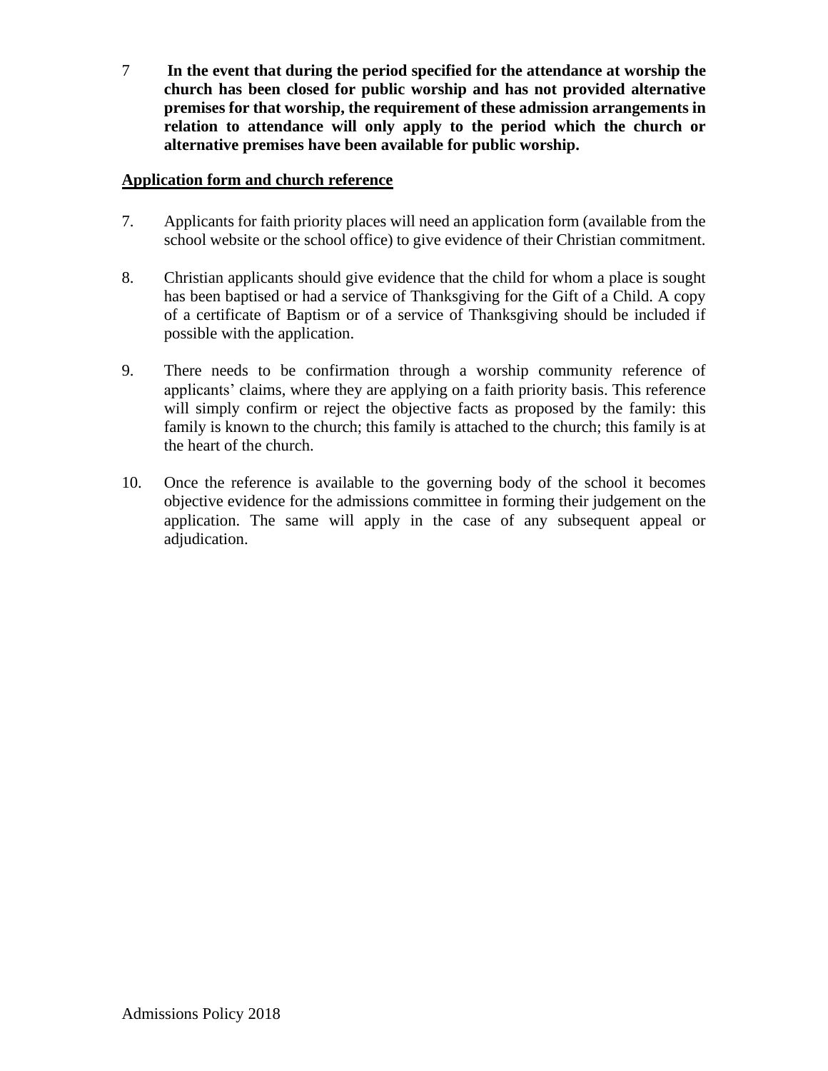7 **In the event that during the period specified for the attendance at worship the church has been closed for public worship and has not provided alternative premises for that worship, the requirement of these admission arrangements in relation to attendance will only apply to the period which the church or alternative premises have been available for public worship.**

**Application form and church reference**

7. Applicants for faith priority places will need an application form (available from the school website or the school office) to give evidence of their Christian commitment.

8. Christian applicants should give evidence that the child for whom a place is sought has been baptised or had a service of Thanksgiving for the Gift of a Child. A copy of a certificate of Baptism or of a service of Thanksgiving should be included if possible with the application.

9. There needs to be confirmation through a worship community reference of applicants' claims, where they are applying on a faith priority basis. This reference will simply confirm or reject the objective facts as proposed by the family: this family is known to the church; this family is attached to the church; this family is at the heart of the church.

10. Once the reference is available to the governing body of the school it becomes objective evidence for the admissions committee in forming their judgement on the application. The same will apply in the case of any subsequent appeal or adjudication.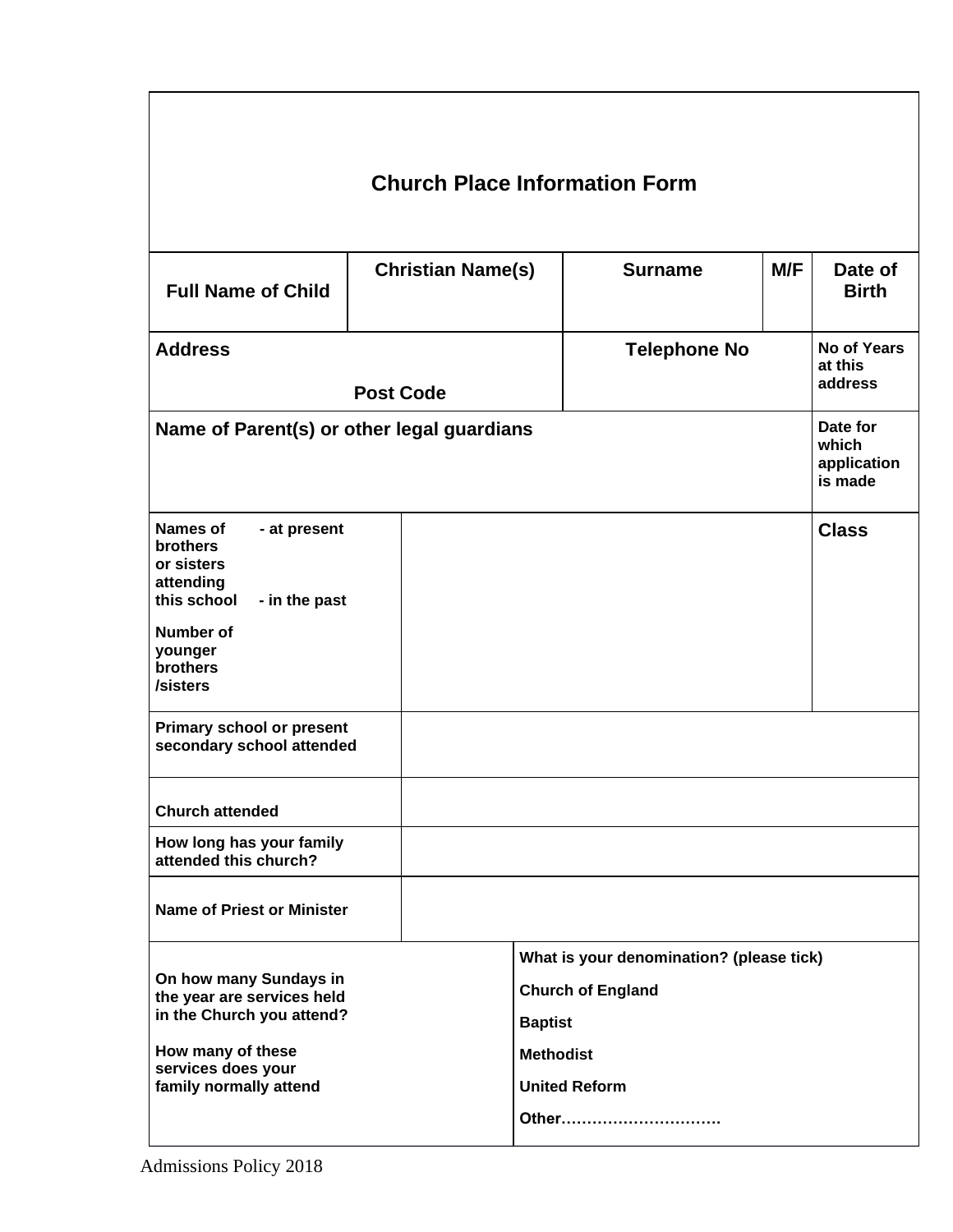# Church Place Information Form

| Full Name of Child | Christian Name(s) | Surname | M/F | Date of Birth |
|---|---|---|---|---|
| **Address** <br><br> **Post Code** | | **Telephone No** | | **No of Years at this address** |
| **Name of Parent(s) or other legal guardians** | | | | **Date for which application is made** |
| **Names of brothers or sisters attending this school** - at present <br> - in the past <br><br> **Number of younger brothers /sisters** | | | | **Class** |
| **Primary school or present secondary school attended** | | | | |
| **Church attended** | | | | |
| **How long has your family attended this church?** | | | | |
| **Name of Priest or Minister** | | | | |
| **On how many Sundays in the year are services held in the Church you attend?** <br><br> **How many of these services does your family normally attend** | | **What is your denomination? (please tick)** <br><br> **Church of England** <br> **Baptist** <br> **Methodist** <br> **United Reform** <br> **Other………………………….** | | |

Admissions Policy 2018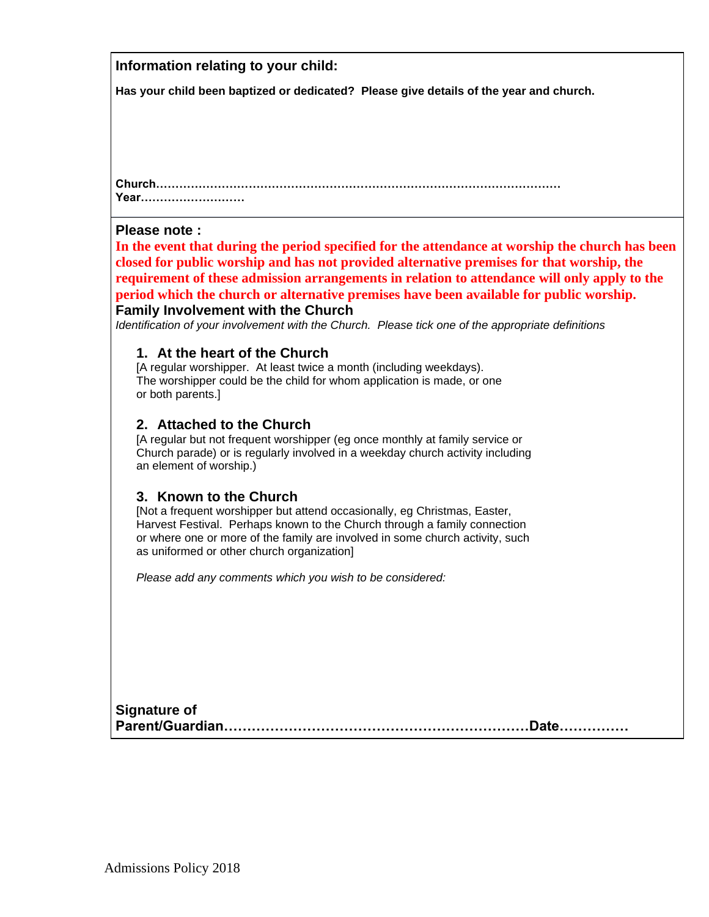**Information relating to your child:**

**Has your child been baptized or dedicated? Please give details of the year and church.**

**Church……………………………………………………………………………………………**
**Year………………………**

**Please note :**

**In the event that during the period specified for the attendance at worship the church has been closed for public worship and has not provided alternative premises for that worship, the requirement of these admission arrangements in relation to attendance will only apply to the period which the church or alternative premises have been available for public worship.**

**Family Involvement with the Church**

*Identification of your involvement with the Church. Please tick one of the appropriate definitions*

**1. At the heart of the Church**

[A regular worshipper. At least twice a month (including weekdays). The worshipper could be the child for whom application is made, or one or both parents.]

**2. Attached to the Church**

[A regular but not frequent worshipper (eg once monthly at family service or Church parade) or is regularly involved in a weekday church activity including an element of worship.)

**3. Known to the Church**

[Not a frequent worshipper but attend occasionally, eg Christmas, Easter, Harvest Festival. Perhaps known to the Church through a family connection or where one or more of the family are involved in some church activity, such as uniformed or other church organization]

*Please add any comments which you wish to be considered:*

**Signature of Parent/Guardian…………………………………………………………Date……………**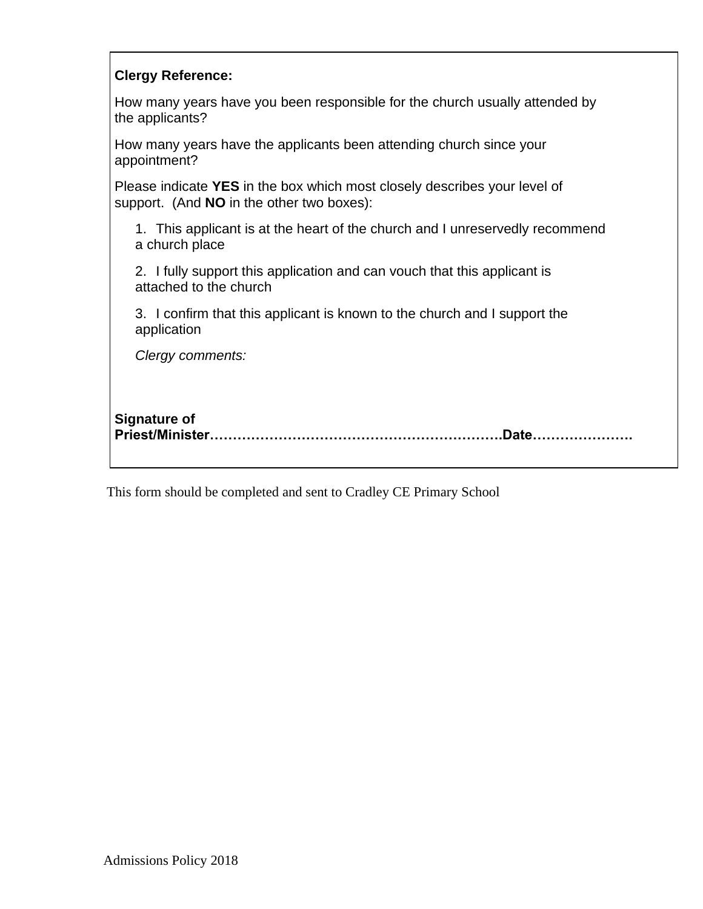**Clergy Reference:**

How many years have you been responsible for the church usually attended by the applicants?

How many years have the applicants been attending church since your appointment?

Please indicate **YES** in the box which most closely describes your level of support. (And **NO** in the other two boxes):

1. This applicant is at the heart of the church and I unreservedly recommend a church place

2. I fully support this application and can vouch that this applicant is attached to the church

3. I confirm that this applicant is known to the church and I support the application

*Clergy comments:*

**Signature of Priest/Minister……………………………………………………….Date………………….**

This form should be completed and sent to Cradley CE Primary School